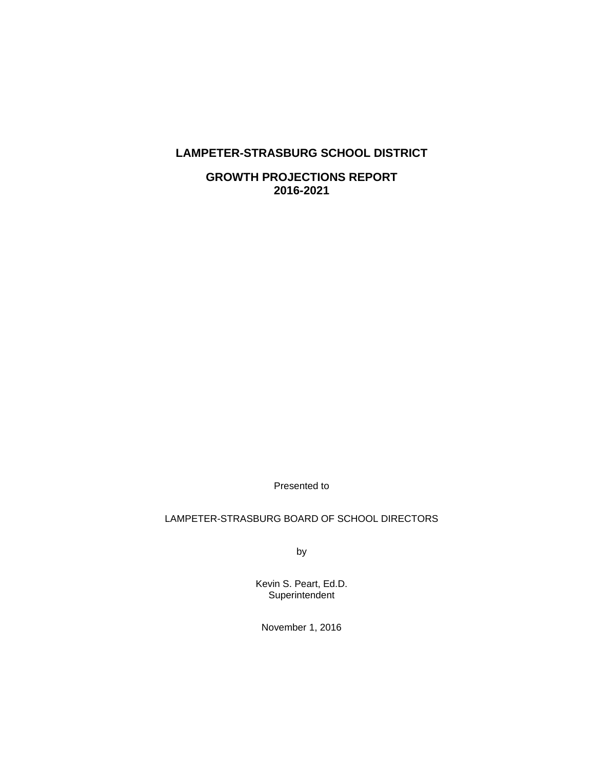# LAMPETER-STRASBURG SCHOOL DISTRICT

## GROWTH PROJECTIONS REPORT
## 2016-2021

Presented to

LAMPETER-STRASBURG BOARD OF SCHOOL DIRECTORS

by

Kevin S. Peart, Ed.D.
Superintendent

November 1, 2016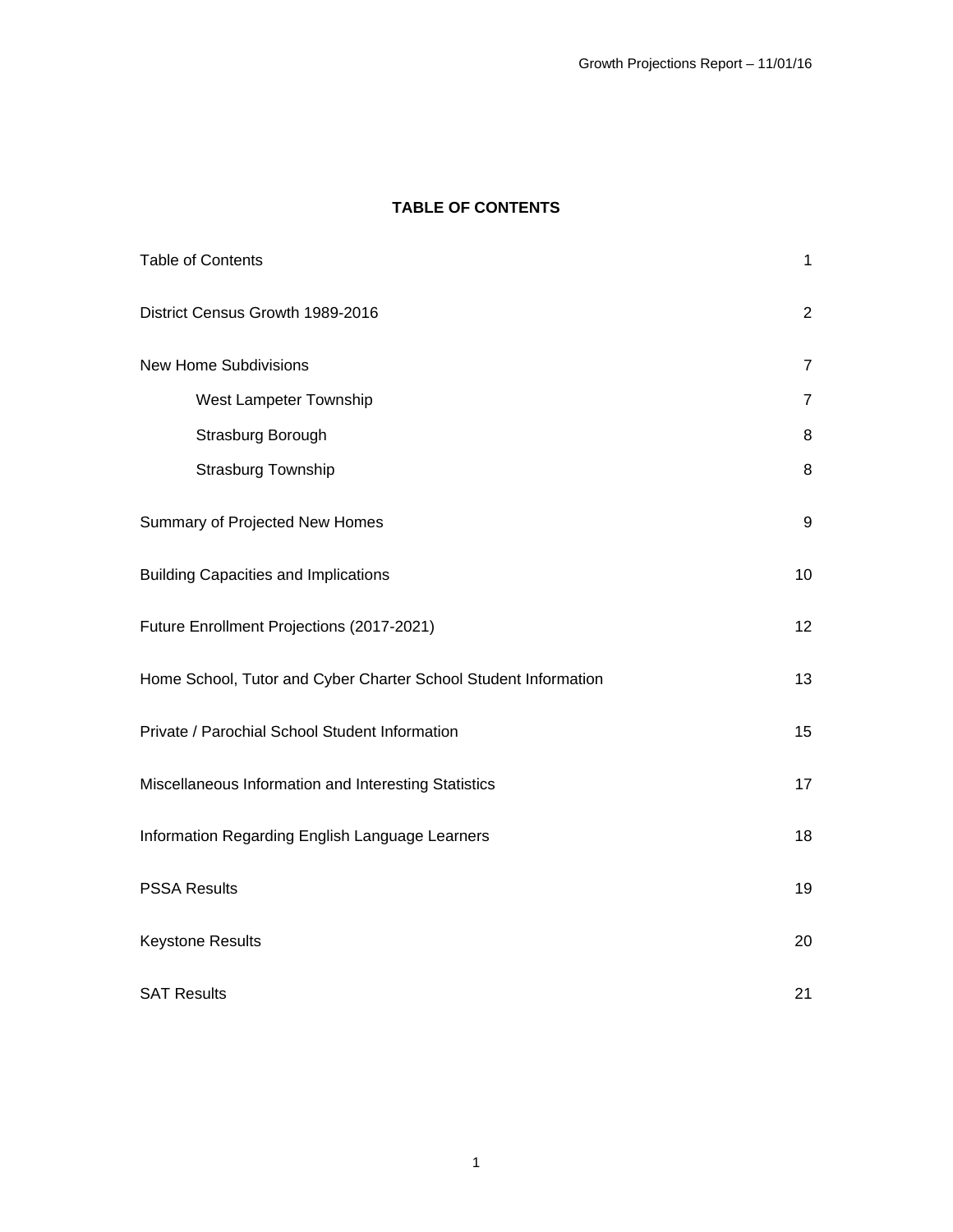## TABLE OF CONTENTS

| | |
|---|---|
| Table of Contents | 1 |
| District Census Growth 1989-2016 | 2 |
| New Home Subdivisions | 7 |
| West Lampeter Township | 7 |
| Strasburg Borough | 8 |
| Strasburg Township | 8 |
| Summary of Projected New Homes | 9 |
| Building Capacities and Implications | 10 |
| Future Enrollment Projections (2017-2021) | 12 |
| Home School, Tutor and Cyber Charter School Student Information | 13 |
| Private / Parochial School Student Information | 15 |
| Miscellaneous Information and Interesting Statistics | 17 |
| Information Regarding English Language Learners | 18 |
| PSSA Results | 19 |
| Keystone Results | 20 |
| SAT Results | 21 |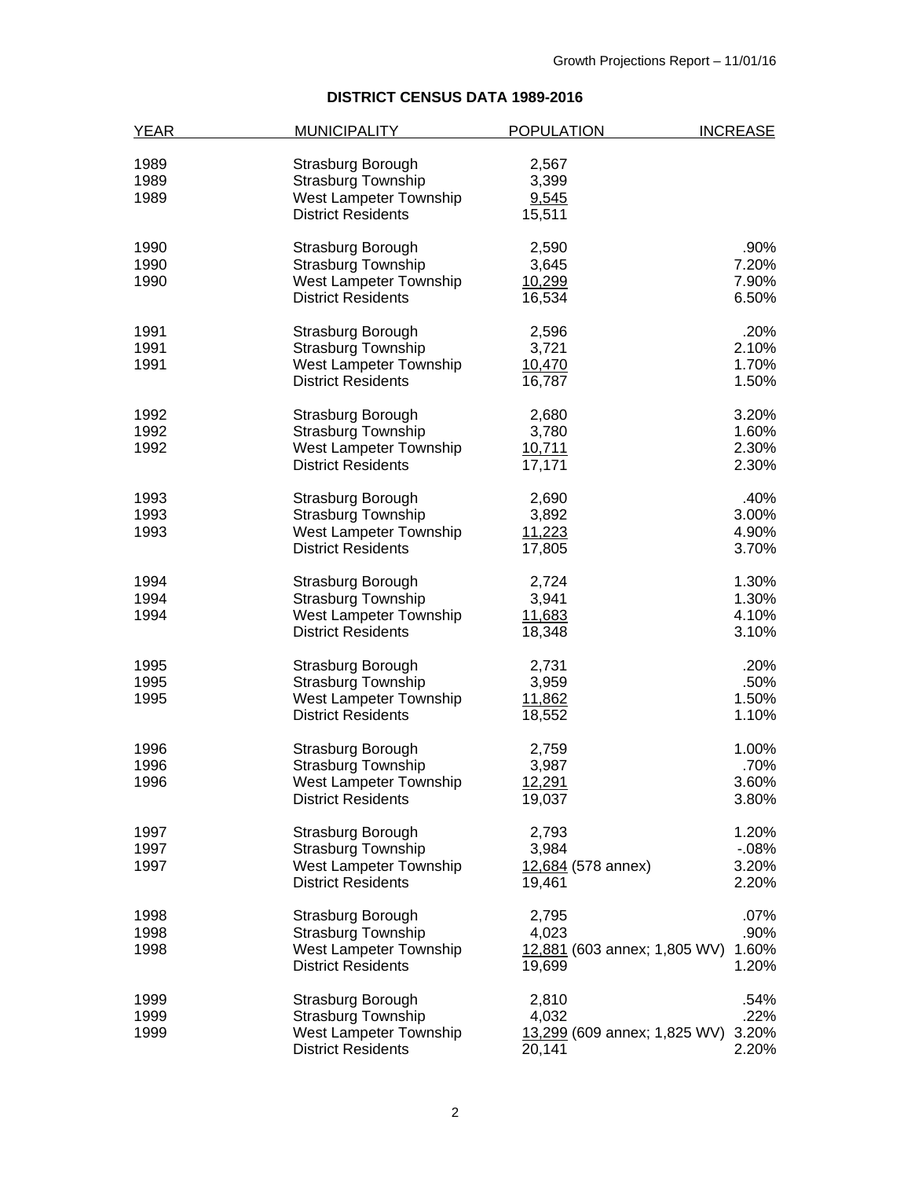## DISTRICT CENSUS DATA 1989-2016

| YEAR | MUNICIPALITY | POPULATION | INCREASE |
|---|---|---|---|
| 1989 | Strasburg Borough | 2,567 | |
| 1989 | Strasburg Township | 3,399 | |
| 1989 | West Lampeter Township | 9,545 | |
| | District Residents | 15,511 | |
| 1990 | Strasburg Borough | 2,590 | .90% |
| 1990 | Strasburg Township | 3,645 | 7.20% |
| 1990 | West Lampeter Township | 10,299 | 7.90% |
| | District Residents | 16,534 | 6.50% |
| 1991 | Strasburg Borough | 2,596 | .20% |
| 1991 | Strasburg Township | 3,721 | 2.10% |
| 1991 | West Lampeter Township | 10,470 | 1.70% |
| | District Residents | 16,787 | 1.50% |
| 1992 | Strasburg Borough | 2,680 | 3.20% |
| 1992 | Strasburg Township | 3,780 | 1.60% |
| 1992 | West Lampeter Township | 10,711 | 2.30% |
| | District Residents | 17,171 | 2.30% |
| 1993 | Strasburg Borough | 2,690 | .40% |
| 1993 | Strasburg Township | 3,892 | 3.00% |
| 1993 | West Lampeter Township | 11,223 | 4.90% |
| | District Residents | 17,805 | 3.70% |
| 1994 | Strasburg Borough | 2,724 | 1.30% |
| 1994 | Strasburg Township | 3,941 | 1.30% |
| 1994 | West Lampeter Township | 11,683 | 4.10% |
| | District Residents | 18,348 | 3.10% |
| 1995 | Strasburg Borough | 2,731 | .20% |
| 1995 | Strasburg Township | 3,959 | .50% |
| 1995 | West Lampeter Township | 11,862 | 1.50% |
| | District Residents | 18,552 | 1.10% |
| 1996 | Strasburg Borough | 2,759 | 1.00% |
| 1996 | Strasburg Township | 3,987 | .70% |
| 1996 | West Lampeter Township | 12,291 | 3.60% |
| | District Residents | 19,037 | 3.80% |
| 1997 | Strasburg Borough | 2,793 | 1.20% |
| 1997 | Strasburg Township | 3,984 | -.08% |
| 1997 | West Lampeter Township | 12,684 (578 annex) | 3.20% |
| | District Residents | 19,461 | 2.20% |
| 1998 | Strasburg Borough | 2,795 | .07% |
| 1998 | Strasburg Township | 4,023 | .90% |
| 1998 | West Lampeter Township | 12,881 (603 annex; 1,805 WV) | 1.60% |
| | District Residents | 19,699 | 1.20% |
| 1999 | Strasburg Borough | 2,810 | .54% |
| 1999 | Strasburg Township | 4,032 | .22% |
| 1999 | West Lampeter Township | 13,299 (609 annex; 1,825 WV) | 3.20% |
| | District Residents | 20,141 | 2.20% |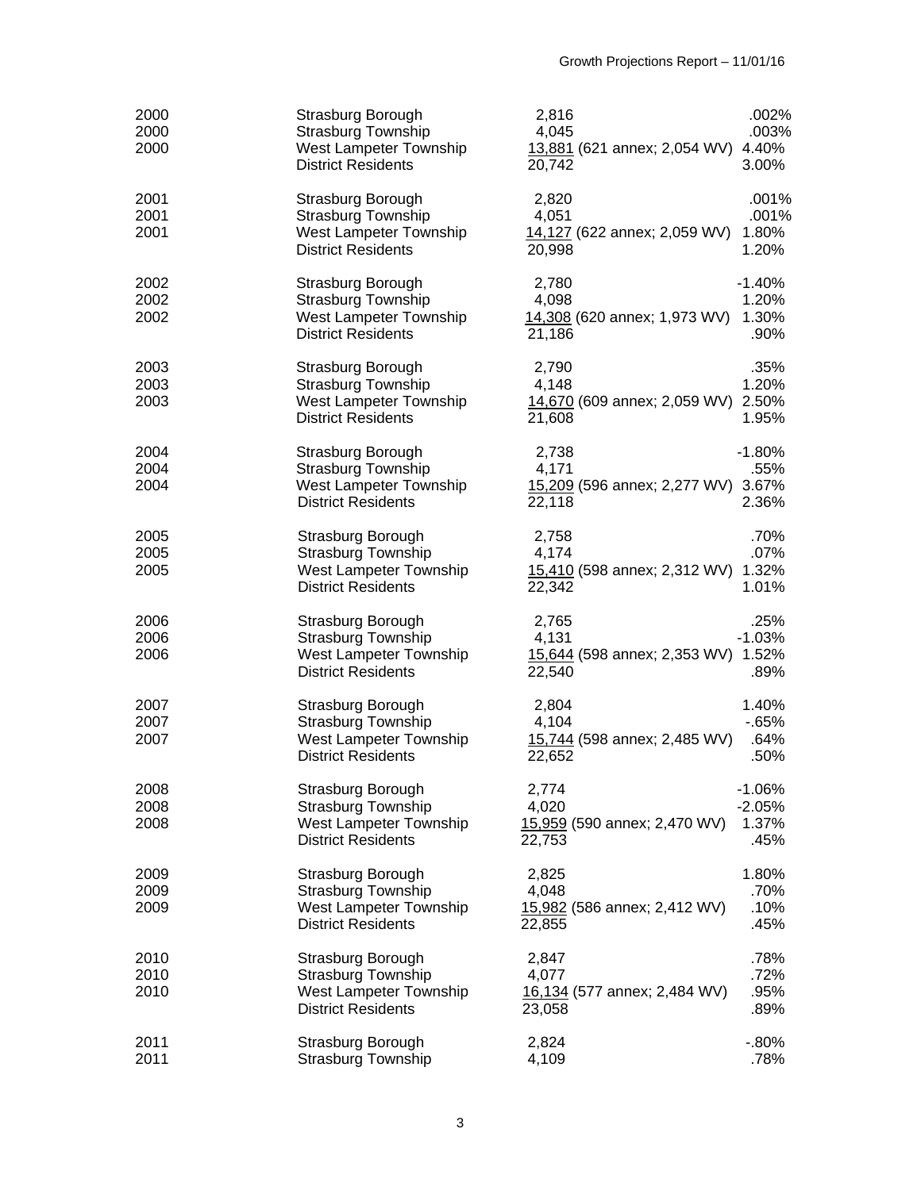| | | | |
|---|---|---|---|
| 2000 | Strasburg Borough | 2,816 | .002% |
| 2000 | Strasburg Township | 4,045 | .003% |
| 2000 | West Lampeter Township | 13,881 (621 annex; 2,054 WV) | 4.40% |
| | District Residents | 20,742 | 3.00% |
| 2001 | Strasburg Borough | 2,820 | .001% |
| 2001 | Strasburg Township | 4,051 | .001% |
| 2001 | West Lampeter Township | 14,127 (622 annex; 2,059 WV) | 1.80% |
| | District Residents | 20,998 | 1.20% |
| 2002 | Strasburg Borough | 2,780 | -1.40% |
| 2002 | Strasburg Township | 4,098 | 1.20% |
| 2002 | West Lampeter Township | 14,308 (620 annex; 1,973 WV) | 1.30% |
| | District Residents | 21,186 | .90% |
| 2003 | Strasburg Borough | 2,790 | .35% |
| 2003 | Strasburg Township | 4,148 | 1.20% |
| 2003 | West Lampeter Township | 14,670 (609 annex; 2,059 WV) | 2.50% |
| | District Residents | 21,608 | 1.95% |
| 2004 | Strasburg Borough | 2,738 | -1.80% |
| 2004 | Strasburg Township | 4,171 | .55% |
| 2004 | West Lampeter Township | 15,209 (596 annex; 2,277 WV) | 3.67% |
| | District Residents | 22,118 | 2.36% |
| 2005 | Strasburg Borough | 2,758 | .70% |
| 2005 | Strasburg Township | 4,174 | .07% |
| 2005 | West Lampeter Township | 15,410 (598 annex; 2,312 WV) | 1.32% |
| | District Residents | 22,342 | 1.01% |
| 2006 | Strasburg Borough | 2,765 | .25% |
| 2006 | Strasburg Township | 4,131 | -1.03% |
| 2006 | West Lampeter Township | 15,644 (598 annex; 2,353 WV) | 1.52% |
| | District Residents | 22,540 | .89% |
| 2007 | Strasburg Borough | 2,804 | 1.40% |
| 2007 | Strasburg Township | 4,104 | -.65% |
| 2007 | West Lampeter Township | 15,744 (598 annex; 2,485 WV) | .64% |
| | District Residents | 22,652 | .50% |
| 2008 | Strasburg Borough | 2,774 | -1.06% |
| 2008 | Strasburg Township | 4,020 | -2.05% |
| 2008 | West Lampeter Township | 15,959 (590 annex; 2,470 WV) | 1.37% |
| | District Residents | 22,753 | .45% |
| 2009 | Strasburg Borough | 2,825 | 1.80% |
| 2009 | Strasburg Township | 4,048 | .70% |
| 2009 | West Lampeter Township | 15,982 (586 annex; 2,412 WV) | .10% |
| | District Residents | 22,855 | .45% |
| 2010 | Strasburg Borough | 2,847 | .78% |
| 2010 | Strasburg Township | 4,077 | .72% |
| 2010 | West Lampeter Township | 16,134 (577 annex; 2,484 WV) | .95% |
| | District Residents | 23,058 | .89% |
| 2011 | Strasburg Borough | 2,824 | -.80% |
| 2011 | Strasburg Township | 4,109 | .78% |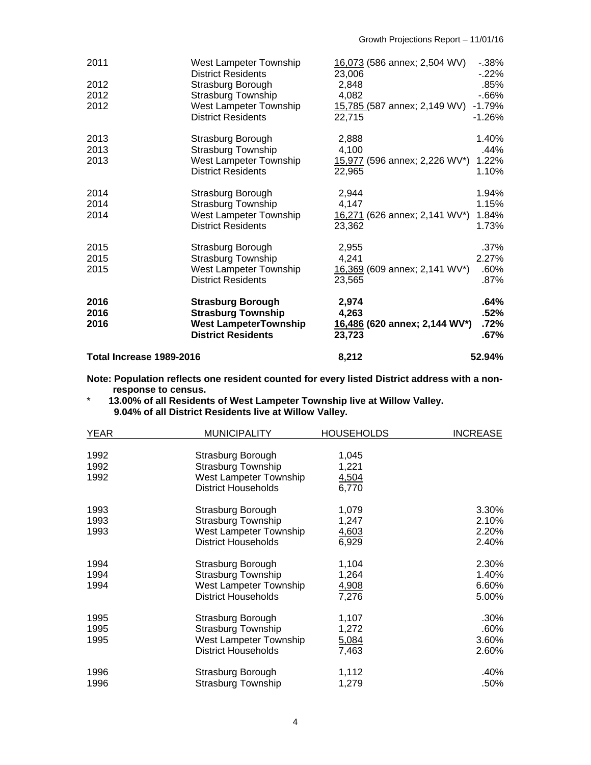| | | | |
|---|---|---|---|
| 2011 | West Lampeter Township | 16,073 (586 annex; 2,504 WV) | -.38% |
| | District Residents | 23,006 | -.22% |
| 2012 | Strasburg Borough | 2,848 | .85% |
| 2012 | Strasburg Township | 4,082 | -.66% |
| 2012 | West Lampeter Township | 15,785 (587 annex; 2,149 WV) | -1.79% |
| | District Residents | 22,715 | -1.26% |
| 2013 | Strasburg Borough | 2,888 | 1.40% |
| 2013 | Strasburg Township | 4,100 | .44% |
| 2013 | West Lampeter Township | 15,977 (596 annex; 2,226 WV*) | 1.22% |
| | District Residents | 22,965 | 1.10% |
| 2014 | Strasburg Borough | 2,944 | 1.94% |
| 2014 | Strasburg Township | 4,147 | 1.15% |
| 2014 | West Lampeter Township | 16,271 (626 annex; 2,141 WV*) | 1.84% |
| | District Residents | 23,362 | 1.73% |
| 2015 | Strasburg Borough | 2,955 | .37% |
| 2015 | Strasburg Township | 4,241 | 2.27% |
| 2015 | West Lampeter Township | 16,369 (609 annex; 2,141 WV*) | .60% |
| | District Residents | 23,565 | .87% |
| **2016** | **Strasburg Borough** | **2,974** | **.64%** |
| **2016** | **Strasburg Township** | **4,263** | **.52%** |
| **2016** | **West LampeterTownship** | **16,486 (620 annex; 2,144 WV*)** | **.72%** |
| | **District Residents** | **23,723** | **.67%** |
| **Total Increase 1989-2016** | | **8,212** | **52.94%** |

**Note: Population reflects one resident counted for every listed District address with a non-response to census.**

\* **13.00% of all Residents of West Lampeter Township live at Willow Valley.**
**9.04% of all District Residents live at Willow Valley.**

| YEAR | MUNICIPALITY | HOUSEHOLDS | INCREASE |
|---|---|---|---|
| 1992 | Strasburg Borough | 1,045 | |
| 1992 | Strasburg Township | 1,221 | |
| 1992 | West Lampeter Township | 4,504 | |
| | District Households | 6,770 | |
| 1993 | Strasburg Borough | 1,079 | 3.30% |
| 1993 | Strasburg Township | 1,247 | 2.10% |
| 1993 | West Lampeter Township | 4,603 | 2.20% |
| | District Households | 6,929 | 2.40% |
| 1994 | Strasburg Borough | 1,104 | 2.30% |
| 1994 | Strasburg Township | 1,264 | 1.40% |
| 1994 | West Lampeter Township | 4,908 | 6.60% |
| | District Households | 7,276 | 5.00% |
| 1995 | Strasburg Borough | 1,107 | .30% |
| 1995 | Strasburg Township | 1,272 | .60% |
| 1995 | West Lampeter Township | 5,084 | 3.60% |
| | District Households | 7,463 | 2.60% |
| 1996 | Strasburg Borough | 1,112 | .40% |
| 1996 | Strasburg Township | 1,279 | .50% |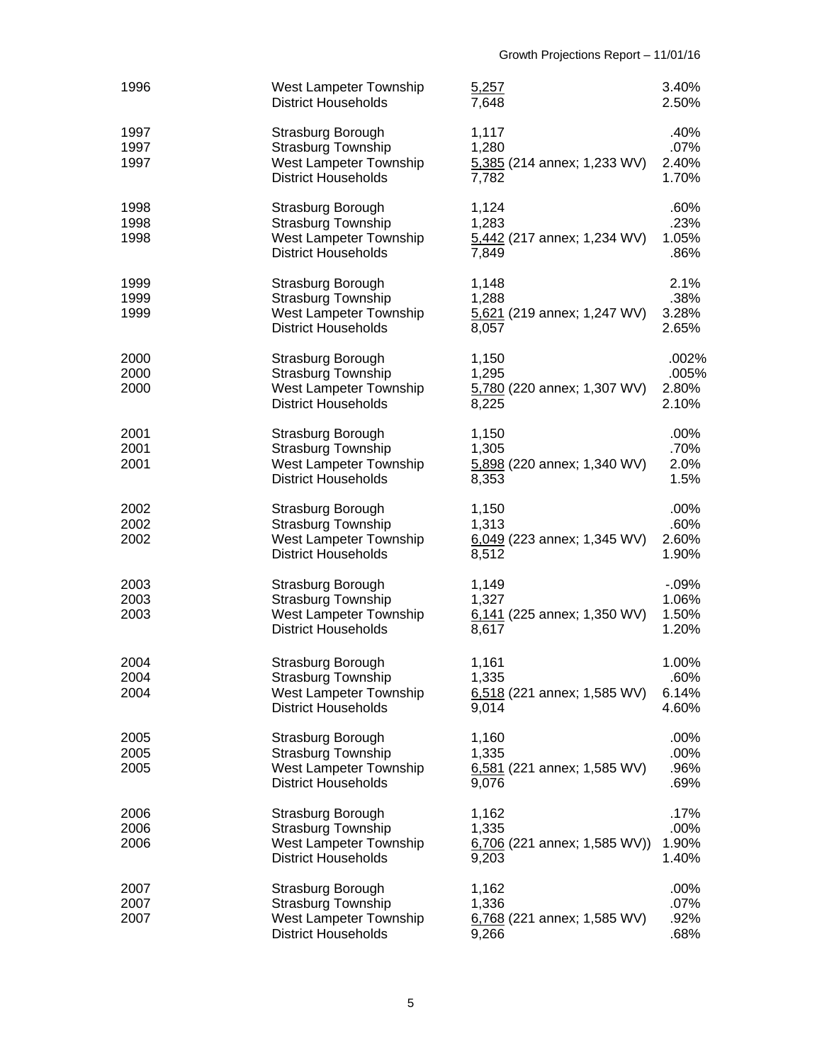| | | | |
|---|---|---|---|
| 1996 | West Lampeter Township | 5,257 | 3.40% |
| | District Households | 7,648 | 2.50% |
| | | | |
| 1997 | Strasburg Borough | 1,117 | .40% |
| 1997 | Strasburg Township | 1,280 | .07% |
| 1997 | West Lampeter Township | 5,385 (214 annex; 1,233 WV) | 2.40% |
| | District Households | 7,782 | 1.70% |
| | | | |
| 1998 | Strasburg Borough | 1,124 | .60% |
| 1998 | Strasburg Township | 1,283 | .23% |
| 1998 | West Lampeter Township | 5,442 (217 annex; 1,234 WV) | 1.05% |
| | District Households | 7,849 | .86% |
| | | | |
| 1999 | Strasburg Borough | 1,148 | 2.1% |
| 1999 | Strasburg Township | 1,288 | .38% |
| 1999 | West Lampeter Township | 5,621 (219 annex; 1,247 WV) | 3.28% |
| | District Households | 8,057 | 2.65% |
| | | | |
| 2000 | Strasburg Borough | 1,150 | .002% |
| 2000 | Strasburg Township | 1,295 | .005% |
| 2000 | West Lampeter Township | 5,780 (220 annex; 1,307 WV) | 2.80% |
| | District Households | 8,225 | 2.10% |
| | | | |
| 2001 | Strasburg Borough | 1,150 | .00% |
| 2001 | Strasburg Township | 1,305 | .70% |
| 2001 | West Lampeter Township | 5,898 (220 annex; 1,340 WV) | 2.0% |
| | District Households | 8,353 | 1.5% |
| | | | |
| 2002 | Strasburg Borough | 1,150 | .00% |
| 2002 | Strasburg Township | 1,313 | .60% |
| 2002 | West Lampeter Township | 6,049 (223 annex; 1,345 WV) | 2.60% |
| | District Households | 8,512 | 1.90% |
| | | | |
| 2003 | Strasburg Borough | 1,149 | -.09% |
| 2003 | Strasburg Township | 1,327 | 1.06% |
| 2003 | West Lampeter Township | 6,141 (225 annex; 1,350 WV) | 1.50% |
| | District Households | 8,617 | 1.20% |
| | | | |
| 2004 | Strasburg Borough | 1,161 | 1.00% |
| 2004 | Strasburg Township | 1,335 | .60% |
| 2004 | West Lampeter Township | 6,518 (221 annex; 1,585 WV) | 6.14% |
| | District Households | 9,014 | 4.60% |
| | | | |
| 2005 | Strasburg Borough | 1,160 | .00% |
| 2005 | Strasburg Township | 1,335 | .00% |
| 2005 | West Lampeter Township | 6,581 (221 annex; 1,585 WV) | .96% |
| | District Households | 9,076 | .69% |
| | | | |
| 2006 | Strasburg Borough | 1,162 | .17% |
| 2006 | Strasburg Township | 1,335 | .00% |
| 2006 | West Lampeter Township | 6,706 (221 annex; 1,585 WV)) | 1.90% |
| | District Households | 9,203 | 1.40% |
| | | | |
| 2007 | Strasburg Borough | 1,162 | .00% |
| 2007 | Strasburg Township | 1,336 | .07% |
| 2007 | West Lampeter Township | 6,768 (221 annex; 1,585 WV) | .92% |
| | District Households | 9,266 | .68% |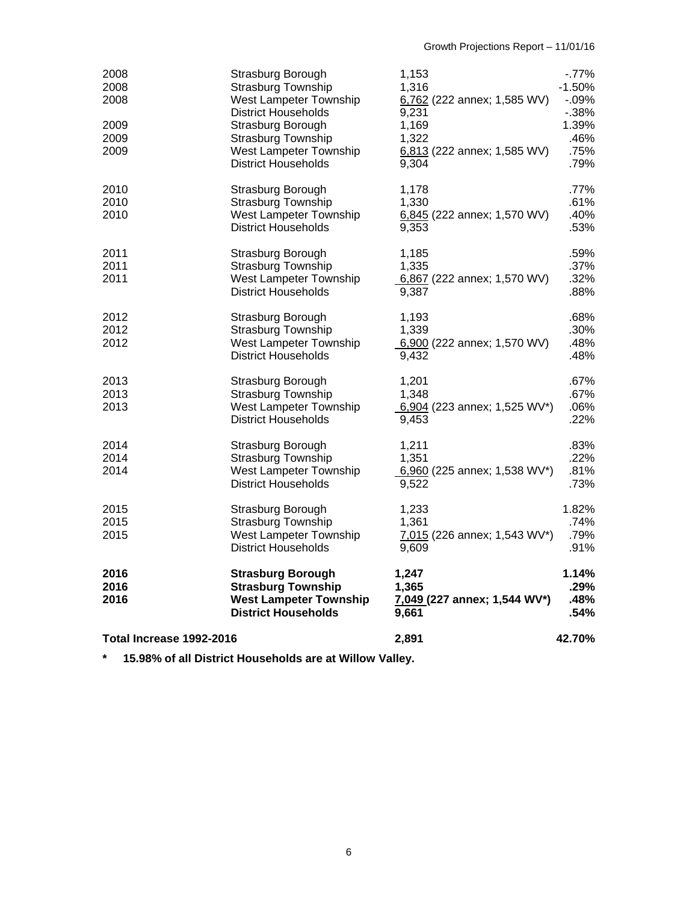| | | | |
|---|---|---|---|
| 2008 | Strasburg Borough | 1,153 | -.77% |
| 2008 | Strasburg Township | 1,316 | -1.50% |
| 2008 | West Lampeter Township | 6,762 (222 annex; 1,585 WV) | -.09% |
| | District Households | 9,231 | -.38% |
| 2009 | Strasburg Borough | 1,169 | 1.39% |
| 2009 | Strasburg Township | 1,322 | .46% |
| 2009 | West Lampeter Township | 6,813 (222 annex; 1,585 WV) | .75% |
| | District Households | 9,304 | .79% |
| 2010 | Strasburg Borough | 1,178 | .77% |
| 2010 | Strasburg Township | 1,330 | .61% |
| 2010 | West Lampeter Township | 6,845 (222 annex; 1,570 WV) | .40% |
| | District Households | 9,353 | .53% |
| 2011 | Strasburg Borough | 1,185 | .59% |
| 2011 | Strasburg Township | 1,335 | .37% |
| 2011 | West Lampeter Township | 6,867 (222 annex; 1,570 WV) | .32% |
| | District Households | 9,387 | .88% |
| 2012 | Strasburg Borough | 1,193 | .68% |
| 2012 | Strasburg Township | 1,339 | .30% |
| 2012 | West Lampeter Township | 6,900 (222 annex; 1,570 WV) | .48% |
| | District Households | 9,432 | .48% |
| 2013 | Strasburg Borough | 1,201 | .67% |
| 2013 | Strasburg Township | 1,348 | .67% |
| 2013 | West Lampeter Township | 6,904 (223 annex; 1,525 WV*) | .06% |
| | District Households | 9,453 | .22% |
| 2014 | Strasburg Borough | 1,211 | .83% |
| 2014 | Strasburg Township | 1,351 | .22% |
| 2014 | West Lampeter Township | 6,960 (225 annex; 1,538 WV*) | .81% |
| | District Households | 9,522 | .73% |
| 2015 | Strasburg Borough | 1,233 | 1.82% |
| 2015 | Strasburg Township | 1,361 | .74% |
| 2015 | West Lampeter Township | 7,015 (226 annex; 1,543 WV*) | .79% |
| | District Households | 9,609 | .91% |
| **2016** | **Strasburg Borough** | **1,247** | **1.14%** |
| **2016** | **Strasburg Township** | **1,365** | **.29%** |
| **2016** | **West Lampeter Township** | **7,049 (227 annex; 1,544 WV*)** | **.48%** |
| | **District Households** | **9,661** | **.54%** |
| **Total Increase 1992-2016** | | **2,891** | **42.70%** |

**\* 15.98% of all District Households are at Willow Valley.**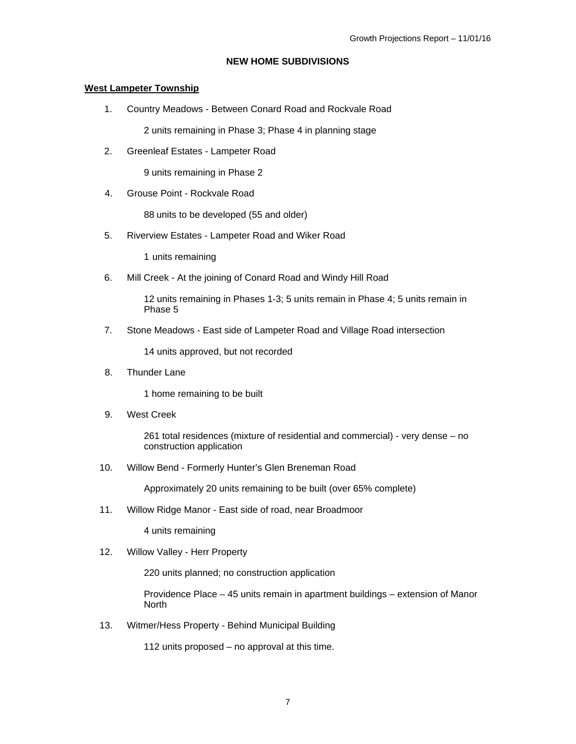## NEW HOME SUBDIVISIONS

### West Lampeter Township

1. Country Meadows - Between Conard Road and Rockvale Road

   2 units remaining in Phase 3; Phase 4 in planning stage

2. Greenleaf Estates - Lampeter Road

   9 units remaining in Phase 2

4. Grouse Point - Rockvale Road

   88 units to be developed (55 and older)

5. Riverview Estates - Lampeter Road and Wiker Road

   1 units remaining

6. Mill Creek - At the joining of Conard Road and Windy Hill Road

   12 units remaining in Phases 1-3; 5 units remain in Phase 4; 5 units remain in Phase 5

7. Stone Meadows - East side of Lampeter Road and Village Road intersection

   14 units approved, but not recorded

8. Thunder Lane

   1 home remaining to be built

9. West Creek

   261 total residences (mixture of residential and commercial) - very dense – no construction application

10. Willow Bend - Formerly Hunter's Glen Breneman Road

    Approximately 20 units remaining to be built (over 65% complete)

11. Willow Ridge Manor - East side of road, near Broadmoor

    4 units remaining

12. Willow Valley - Herr Property

    220 units planned; no construction application

    Providence Place – 45 units remain in apartment buildings – extension of Manor North

13. Witmer/Hess Property - Behind Municipal Building

    112 units proposed – no approval at this time.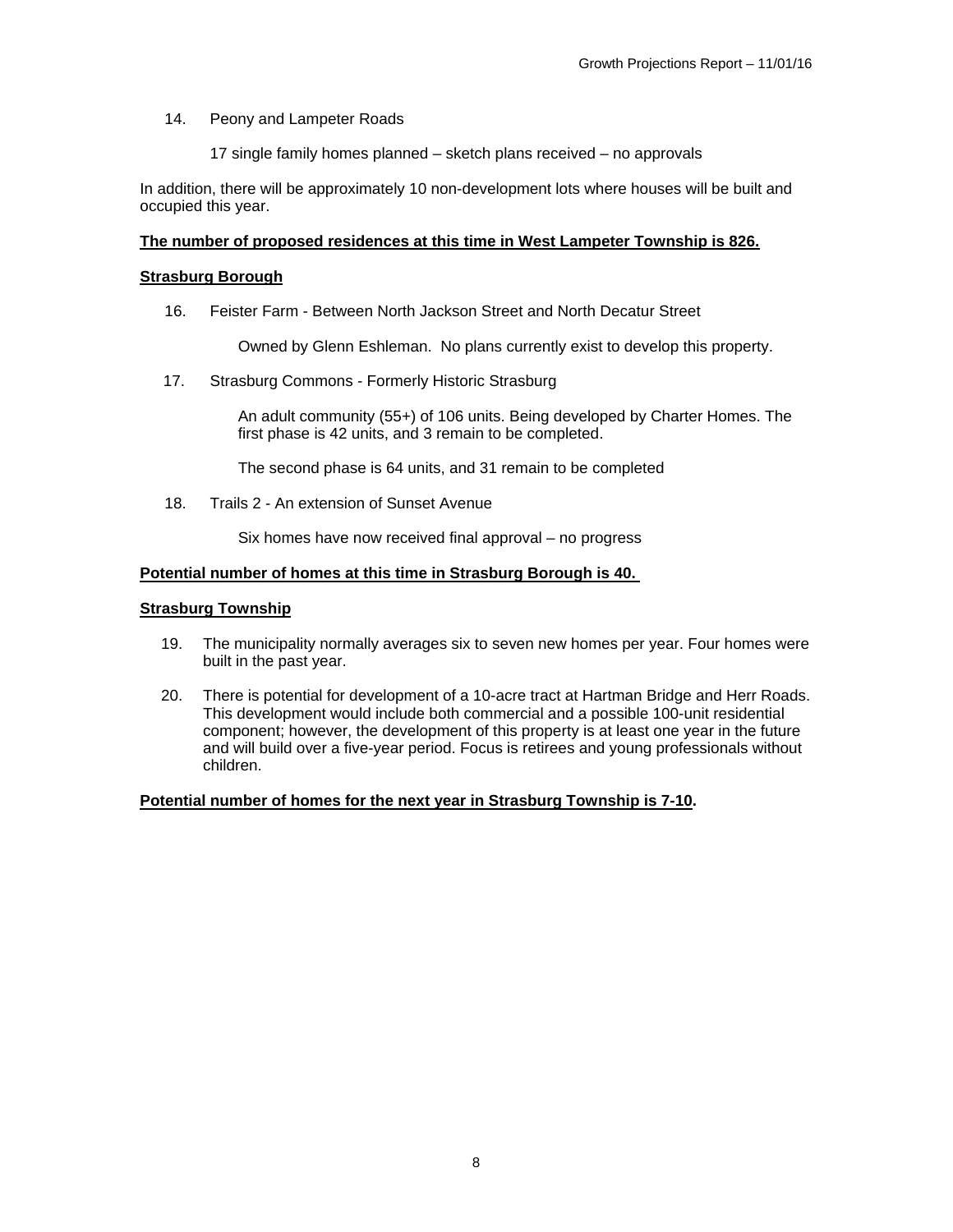14. Peony and Lampeter Roads

    17 single family homes planned – sketch plans received – no approvals

In addition, there will be approximately 10 non-development lots where houses will be built and occupied this year.

**The number of proposed residences at this time in West Lampeter Township is 826.**

**Strasburg Borough**

16. Feister Farm - Between North Jackson Street and North Decatur Street

    Owned by Glenn Eshleman. No plans currently exist to develop this property.

17. Strasburg Commons - Formerly Historic Strasburg

    An adult community (55+) of 106 units. Being developed by Charter Homes. The first phase is 42 units, and 3 remain to be completed.

    The second phase is 64 units, and 31 remain to be completed

18. Trails 2 - An extension of Sunset Avenue

    Six homes have now received final approval – no progress

**Potential number of homes at this time in Strasburg Borough is 40.**

**Strasburg Township**

19. The municipality normally averages six to seven new homes per year. Four homes were built in the past year.

20. There is potential for development of a 10-acre tract at Hartman Bridge and Herr Roads. This development would include both commercial and a possible 100-unit residential component; however, the development of this property is at least one year in the future and will build over a five-year period. Focus is retirees and young professionals without children.

**Potential number of homes for the next year in Strasburg Township is 7-10.**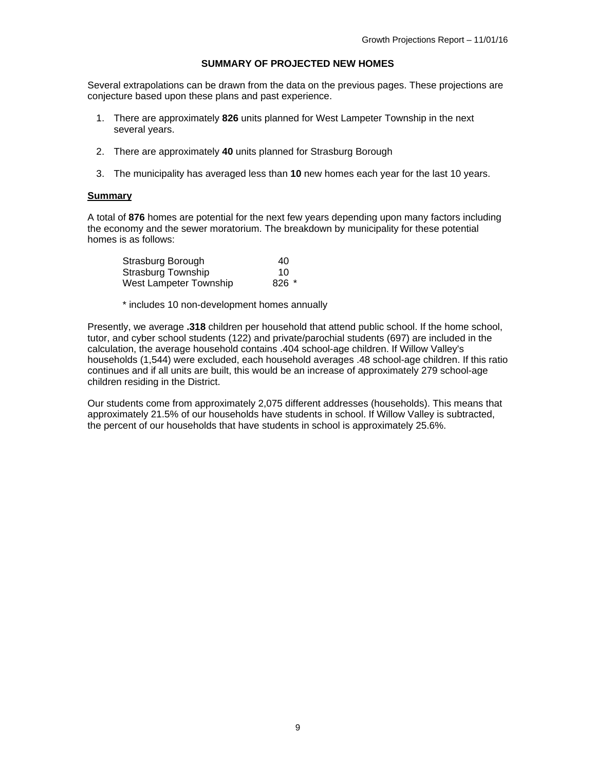## SUMMARY OF PROJECTED NEW HOMES

Several extrapolations can be drawn from the data on the previous pages. These projections are conjecture based upon these plans and past experience.

1. There are approximately **826** units planned for West Lampeter Township in the next several years.
2. There are approximately **40** units planned for Strasburg Borough
3. The municipality has averaged less than **10** new homes each year for the last 10 years.

**Summary**

A total of **876** homes are potential for the next few years depending upon many factors including the economy and the sewer moratorium. The breakdown by municipality for these potential homes is as follows:

| | |
|---|---|
| Strasburg Borough | 40 |
| Strasburg Township | 10 |
| West Lampeter Township | 826 * |

\* includes 10 non-development homes annually

Presently, we average **.318** children per household that attend public school. If the home school, tutor, and cyber school students (122) and private/parochial students (697) are included in the calculation, the average household contains .404 school-age children. If Willow Valley's households (1,544) were excluded, each household averages .48 school-age children. If this ratio continues and if all units are built, this would be an increase of approximately 279 school-age children residing in the District.

Our students come from approximately 2,075 different addresses (households). This means that approximately 21.5% of our households have students in school. If Willow Valley is subtracted, the percent of our households that have students in school is approximately 25.6%.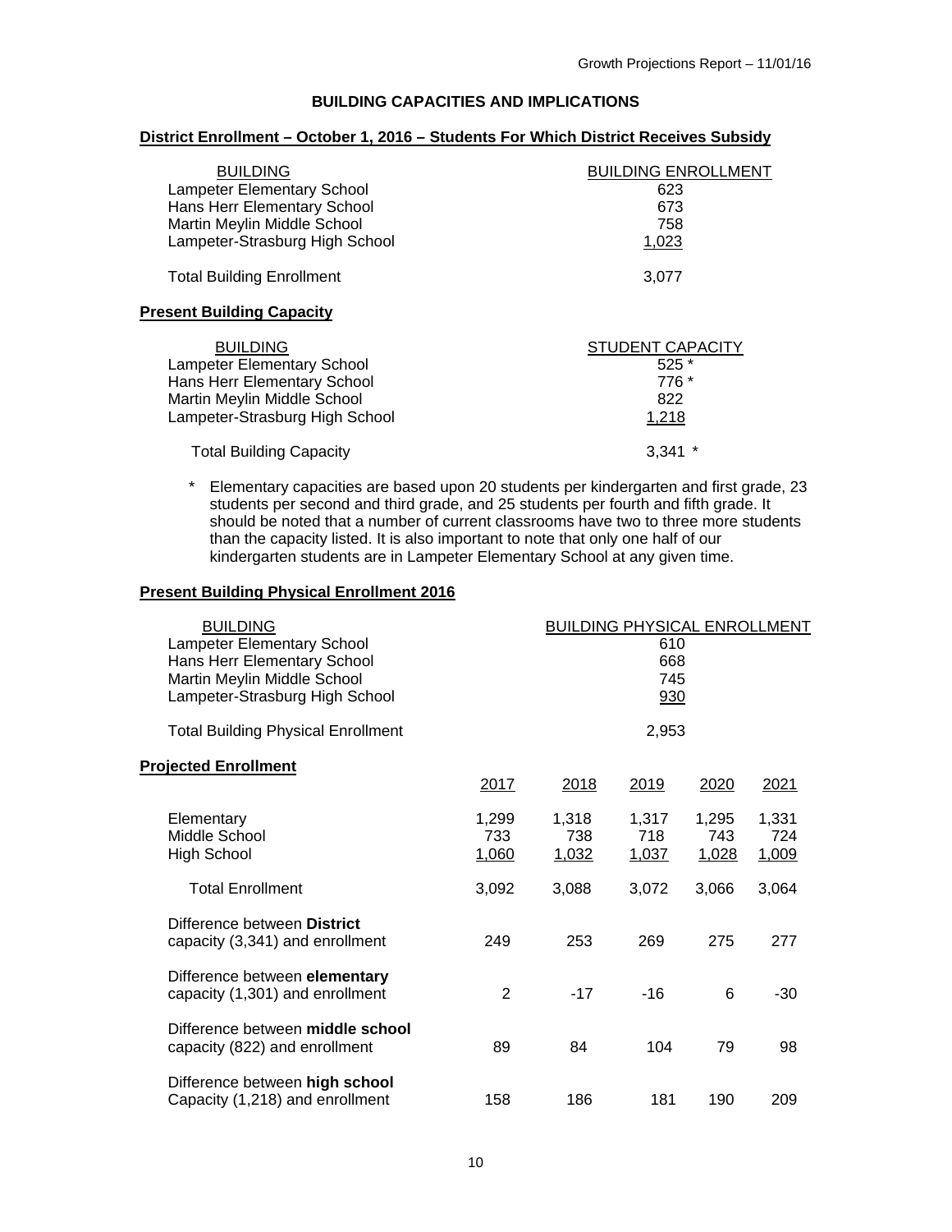## BUILDING CAPACITIES AND IMPLICATIONS

### District Enrollment – October 1, 2016 – Students For Which District Receives Subsidy

| BUILDING | BUILDING ENROLLMENT |
|---|---|
| Lampeter Elementary School | 623 |
| Hans Herr Elementary School | 673 |
| Martin Meylin Middle School | 758 |
| Lampeter-Strasburg High School | 1,023 |
| Total Building Enrollment | 3,077 |

### Present Building Capacity

| BUILDING | STUDENT CAPACITY |
|---|---|
| Lampeter Elementary School | 525 * |
| Hans Herr Elementary School | 776 * |
| Martin Meylin Middle School | 822 |
| Lampeter-Strasburg High School | 1,218 |
| Total Building Capacity | 3,341 * |

\* Elementary capacities are based upon 20 students per kindergarten and first grade, 23 students per second and third grade, and 25 students per fourth and fifth grade. It should be noted that a number of current classrooms have two to three more students than the capacity listed. It is also important to note that only one half of our kindergarten students are in Lampeter Elementary School at any given time.

### Present Building Physical Enrollment 2016

| BUILDING | BUILDING PHYSICAL ENROLLMENT |
|---|---|
| Lampeter Elementary School | 610 |
| Hans Herr Elementary School | 668 |
| Martin Meylin Middle School | 745 |
| Lampeter-Strasburg High School | 930 |
| Total Building Physical Enrollment | 2,953 |

### Projected Enrollment

| | 2017 | 2018 | 2019 | 2020 | 2021 |
|---|---|---|---|---|---|
| Elementary | 1,299 | 1,318 | 1,317 | 1,295 | 1,331 |
| Middle School | 733 | 738 | 718 | 743 | 724 |
| High School | 1,060 | 1,032 | 1,037 | 1,028 | 1,009 |
| Total Enrollment | 3,092 | 3,088 | 3,072 | 3,066 | 3,064 |
| Difference between **District** capacity (3,341) and enrollment | 249 | 253 | 269 | 275 | 277 |
| Difference between **elementary** capacity (1,301) and enrollment | 2 | -17 | -16 | 6 | -30 |
| Difference between **middle school** capacity (822) and enrollment | 89 | 84 | 104 | 79 | 98 |
| Difference between **high school** Capacity (1,218) and enrollment | 158 | 186 | 181 | 190 | 209 |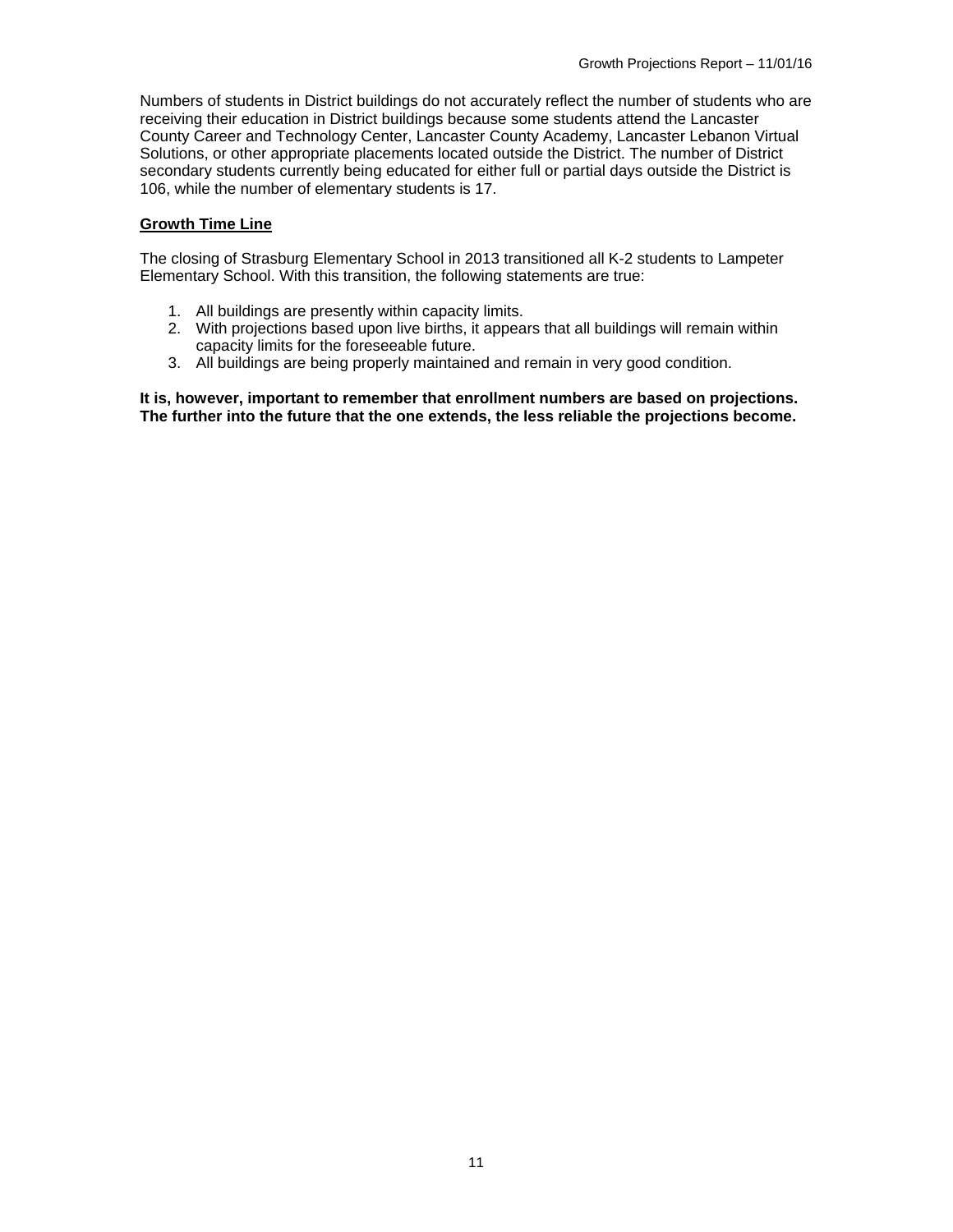Numbers of students in District buildings do not accurately reflect the number of students who are receiving their education in District buildings because some students attend the Lancaster County Career and Technology Center, Lancaster County Academy, Lancaster Lebanon Virtual Solutions, or other appropriate placements located outside the District. The number of District secondary students currently being educated for either full or partial days outside the District is 106, while the number of elementary students is 17.

## **Growth Time Line**

The closing of Strasburg Elementary School in 2013 transitioned all K-2 students to Lampeter Elementary School. With this transition, the following statements are true:

1. All buildings are presently within capacity limits.
2. With projections based upon live births, it appears that all buildings will remain within capacity limits for the foreseeable future.
3. All buildings are being properly maintained and remain in very good condition.

**It is, however, important to remember that enrollment numbers are based on projections. The further into the future that the one extends, the less reliable the projections become.**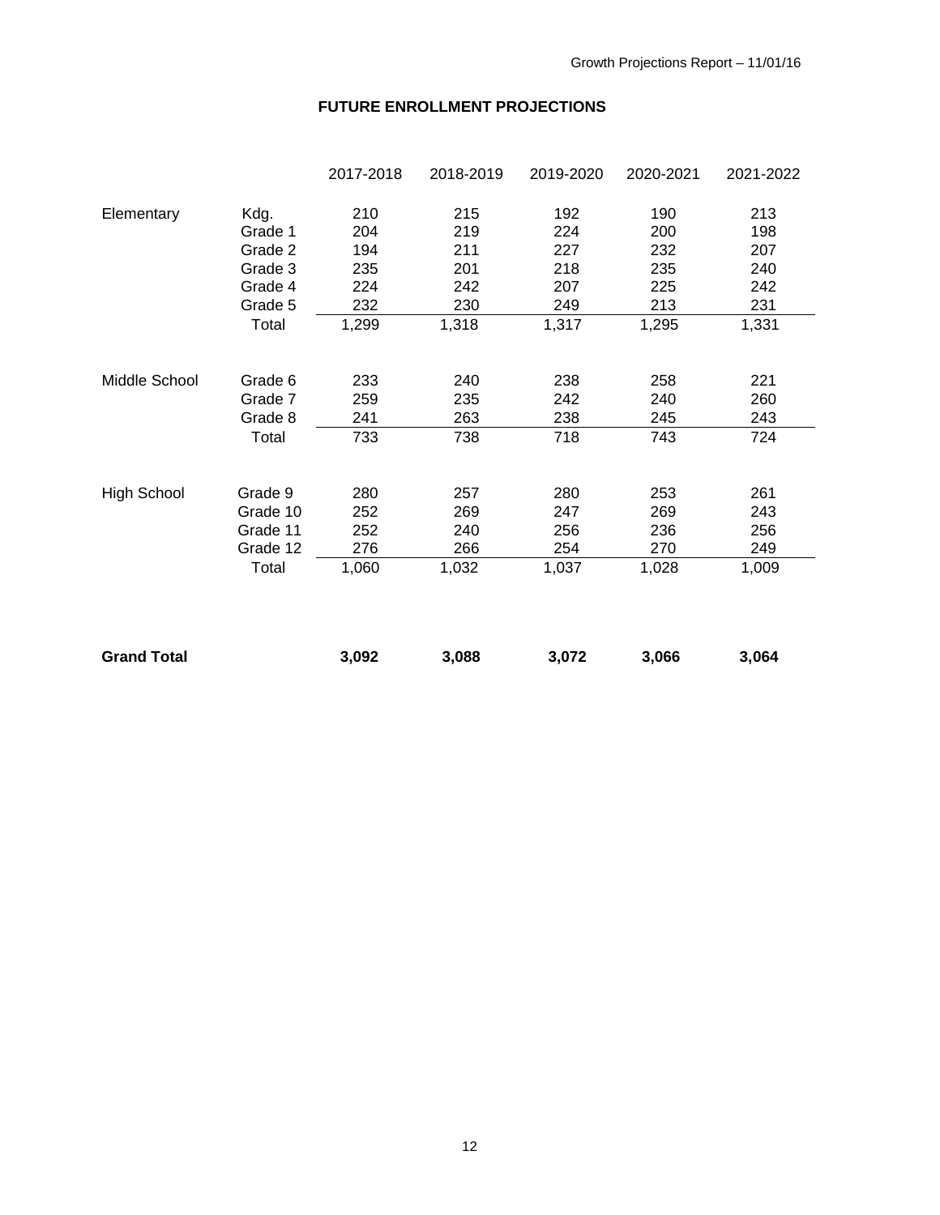## FUTURE ENROLLMENT PROJECTIONS

| | | 2017-2018 | 2018-2019 | 2019-2020 | 2020-2021 | 2021-2022 |
|---|---|---|---|---|---|---|
| Elementary | Kdg. | 210 | 215 | 192 | 190 | 213 |
| | Grade 1 | 204 | 219 | 224 | 200 | 198 |
| | Grade 2 | 194 | 211 | 227 | 232 | 207 |
| | Grade 3 | 235 | 201 | 218 | 235 | 240 |
| | Grade 4 | 224 | 242 | 207 | 225 | 242 |
| | Grade 5 | 232 | 230 | 249 | 213 | 231 |
| | Total | 1,299 | 1,318 | 1,317 | 1,295 | 1,331 |
| Middle School | Grade 6 | 233 | 240 | 238 | 258 | 221 |
| | Grade 7 | 259 | 235 | 242 | 240 | 260 |
| | Grade 8 | 241 | 263 | 238 | 245 | 243 |
| | Total | 733 | 738 | 718 | 743 | 724 |
| High School | Grade 9 | 280 | 257 | 280 | 253 | 261 |
| | Grade 10 | 252 | 269 | 247 | 269 | 243 |
| | Grade 11 | 252 | 240 | 256 | 236 | 256 |
| | Grade 12 | 276 | 266 | 254 | 270 | 249 |
| | Total | 1,060 | 1,032 | 1,037 | 1,028 | 1,009 |
| **Grand Total** | | **3,092** | **3,088** | **3,072** | **3,066** | **3,064** |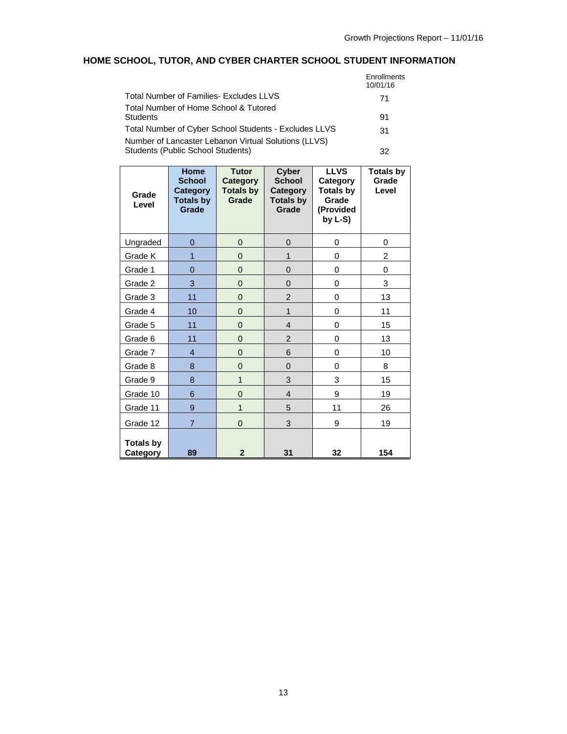## HOME SCHOOL, TUTOR, AND CYBER CHARTER SCHOOL STUDENT INFORMATION

| | Enrollments 10/01/16 |
|---|---|
| Total Number of Families- Excludes LLVS | 71 |
| Total Number of Home School & Tutored Students | 91 |
| Total Number of Cyber School Students - Excludes LLVS | 31 |
| Number of Lancaster Lebanon Virtual Solutions (LLVS) Students (Public School Students) | 32 |

| Grade Level | Home School Category Totals by Grade | Tutor Category Totals by Grade | Cyber School Category Totals by Grade | LLVS Category Totals by Grade (Provided by L-S) | Totals by Grade Level |
|---|---|---|---|---|---|
| Ungraded | 0 | 0 | 0 | 0 | 0 |
| Grade K | 1 | 0 | 1 | 0 | 2 |
| Grade 1 | 0 | 0 | 0 | 0 | 0 |
| Grade 2 | 3 | 0 | 0 | 0 | 3 |
| Grade 3 | 11 | 0 | 2 | 0 | 13 |
| Grade 4 | 10 | 0 | 1 | 0 | 11 |
| Grade 5 | 11 | 0 | 4 | 0 | 15 |
| Grade 6 | 11 | 0 | 2 | 0 | 13 |
| Grade 7 | 4 | 0 | 6 | 0 | 10 |
| Grade 8 | 8 | 0 | 0 | 0 | 8 |
| Grade 9 | 8 | 1 | 3 | 3 | 15 |
| Grade 10 | 6 | 0 | 4 | 9 | 19 |
| Grade 11 | 9 | 1 | 5 | 11 | 26 |
| Grade 12 | 7 | 0 | 3 | 9 | 19 |
| **Totals by Category** | **89** | **2** | **31** | **32** | **154** |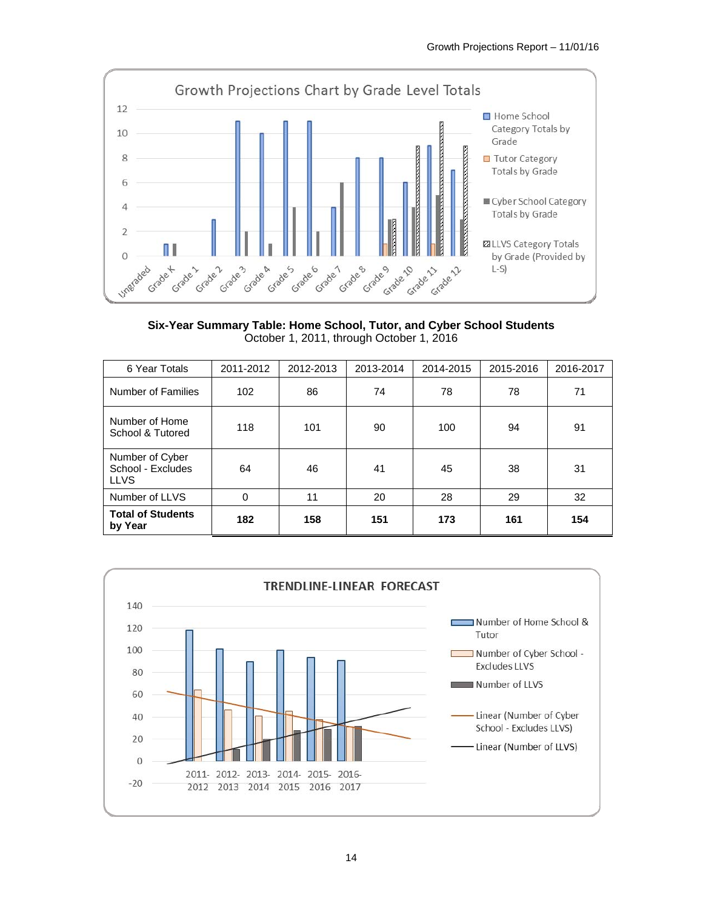**Six-Year Summary Table: Home School, Tutor, and Cyber School Students**
October 1, 2011, through October 1, 2016

| 6 Year Totals | 2011-2012 | 2012-2013 | 2013-2014 | 2014-2015 | 2015-2016 | 2016-2017 |
|---|---|---|---|---|---|---|
| Number of Families | 102 | 86 | 74 | 78 | 78 | 71 |
| Number of Home School & Tutored | 118 | 101 | 90 | 100 | 94 | 91 |
| Number of Cyber School - Excludes LLVS | 64 | 46 | 41 | 45 | 38 | 31 |
| Number of LLVS | 0 | 11 | 20 | 28 | 29 | 32 |
| **Total of Students by Year** | **182** | **158** | **151** | **173** | **161** | **154** |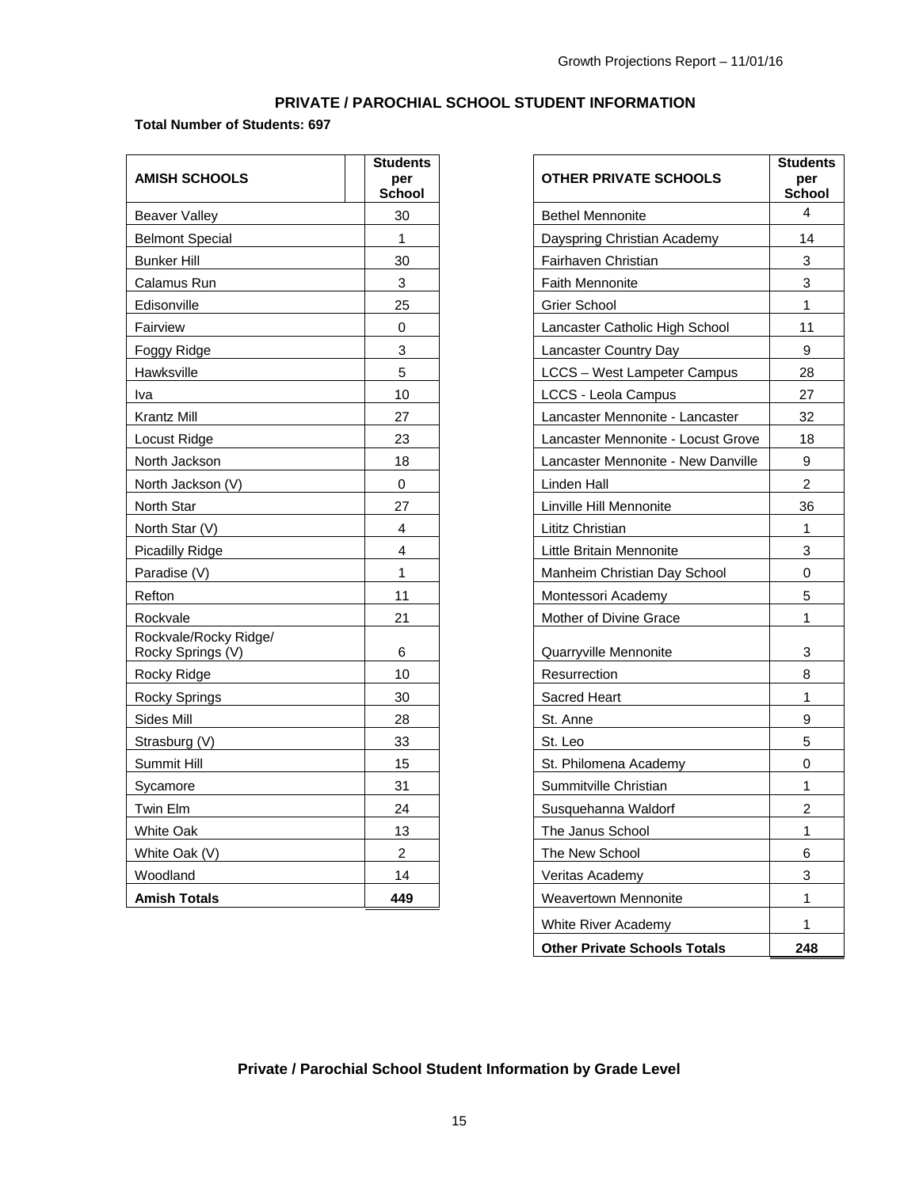## PRIVATE / PAROCHIAL SCHOOL STUDENT INFORMATION

**Total Number of Students: 697**

| AMISH SCHOOLS | Students per School |
|---|---|
| Beaver Valley | 30 |
| Belmont Special | 1 |
| Bunker Hill | 30 |
| Calamus Run | 3 |
| Edisonville | 25 |
| Fairview | 0 |
| Foggy Ridge | 3 |
| Hawksville | 5 |
| Iva | 10 |
| Krantz Mill | 27 |
| Locust Ridge | 23 |
| North Jackson | 18 |
| North Jackson (V) | 0 |
| North Star | 27 |
| North Star (V) | 4 |
| Picadilly Ridge | 4 |
| Paradise (V) | 1 |
| Refton | 11 |
| Rockvale | 21 |
| Rockvale/Rocky Ridge/ Rocky Springs (V) | 6 |
| Rocky Ridge | 10 |
| Rocky Springs | 30 |
| Sides Mill | 28 |
| Strasburg (V) | 33 |
| Summit Hill | 15 |
| Sycamore | 31 |
| Twin Elm | 24 |
| White Oak | 13 |
| White Oak (V) | 2 |
| Woodland | 14 |
| **Amish Totals** | **449** |

| OTHER PRIVATE SCHOOLS | Students per School |
|---|---|
| Bethel Mennonite | 4 |
| Dayspring Christian Academy | 14 |
| Fairhaven Christian | 3 |
| Faith Mennonite | 3 |
| Grier School | 1 |
| Lancaster Catholic High School | 11 |
| Lancaster Country Day | 9 |
| LCCS – West Lampeter Campus | 28 |
| LCCS - Leola Campus | 27 |
| Lancaster Mennonite - Lancaster | 32 |
| Lancaster Mennonite - Locust Grove | 18 |
| Lancaster Mennonite - New Danville | 9 |
| Linden Hall | 2 |
| Linville Hill Mennonite | 36 |
| Lititz Christian | 1 |
| Little Britain Mennonite | 3 |
| Manheim Christian Day School | 0 |
| Montessori Academy | 5 |
| Mother of Divine Grace | 1 |
| Quarryville Mennonite | 3 |
| Resurrection | 8 |
| Sacred Heart | 1 |
| St. Anne | 9 |
| St. Leo | 5 |
| St. Philomena Academy | 0 |
| Summitville Christian | 1 |
| Susquehanna Waldorf | 2 |
| The Janus School | 1 |
| The New School | 6 |
| Veritas Academy | 3 |
| Weavertown Mennonite | 1 |
| White River Academy | 1 |
| **Other Private Schools Totals** | **248** |

### Private / Parochial School Student Information by Grade Level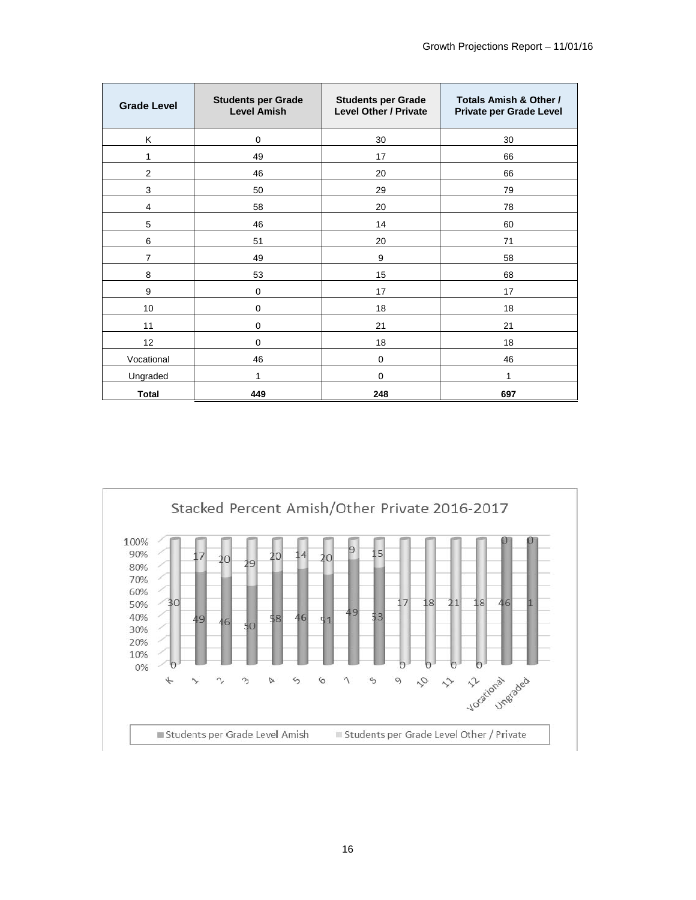| Grade Level | Students per Grade Level Amish | Students per Grade Level Other / Private | Totals Amish & Other / Private per Grade Level |
|---|---|---|---|
| K | 0 | 30 | 30 |
| 1 | 49 | 17 | 66 |
| 2 | 46 | 20 | 66 |
| 3 | 50 | 29 | 79 |
| 4 | 58 | 20 | 78 |
| 5 | 46 | 14 | 60 |
| 6 | 51 | 20 | 71 |
| 7 | 49 | 9 | 58 |
| 8 | 53 | 15 | 68 |
| 9 | 0 | 17 | 17 |
| 10 | 0 | 18 | 18 |
| 11 | 0 | 21 | 21 |
| 12 | 0 | 18 | 18 |
| Vocational | 46 | 0 | 46 |
| Ungraded | 1 | 0 | 1 |
| **Total** | **449** | **248** | **697** |

Stacked Percent Amish/Other Private 2016-2017

| Grade Level | Students per Grade Level Amish | Students per Grade Level Other / Private |
|---|---|---|
| K | 0 | 30 |
| 1 | 49 | 17 |
| 2 | 46 | 20 |
| 3 | 50 | 29 |
| 4 | 58 | 20 |
| 5 | 46 | 14 |
| 6 | 51 | 20 |
| 7 | 49 | 9 |
| 8 | 53 | 15 |
| 9 | 0 | 17 |
| 10 | 0 | 18 |
| 11 | 0 | 21 |
| 12 | 0 | 18 |
| Vocational | 46 | 0 |
| Ungraded | 1 | 0 |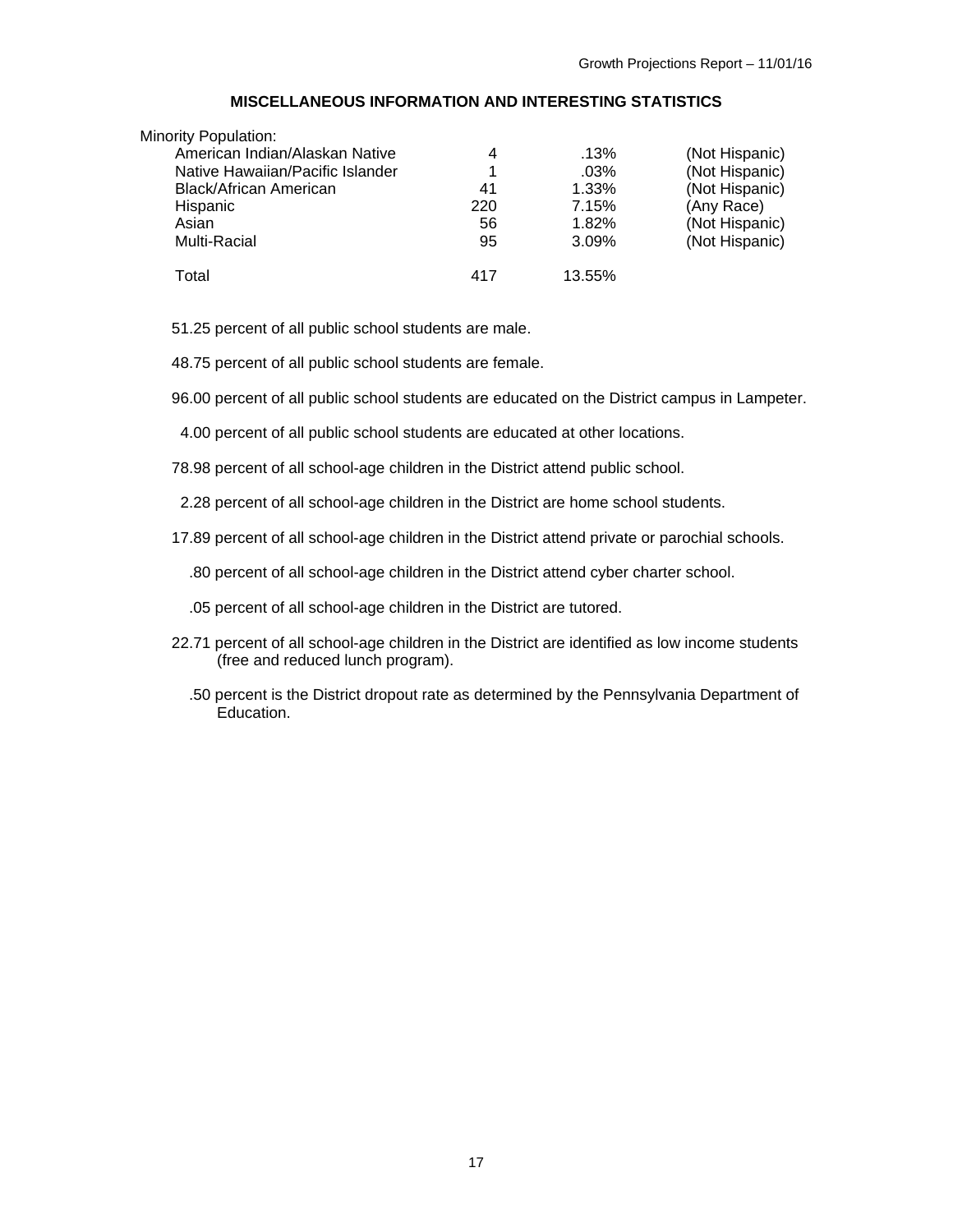## MISCELLANEOUS INFORMATION AND INTERESTING STATISTICS

Minority Population:

| | | | |
|---|---|---|---|
| American Indian/Alaskan Native | 4 | .13% | (Not Hispanic) |
| Native Hawaiian/Pacific Islander | 1 | .03% | (Not Hispanic) |
| Black/African American | 41 | 1.33% | (Not Hispanic) |
| Hispanic | 220 | 7.15% | (Any Race) |
| Asian | 56 | 1.82% | (Not Hispanic) |
| Multi-Racial | 95 | 3.09% | (Not Hispanic) |
| Total | 417 | 13.55% | |

51.25 percent of all public school students are male.

48.75 percent of all public school students are female.

96.00 percent of all public school students are educated on the District campus in Lampeter.

4.00 percent of all public school students are educated at other locations.

78.98 percent of all school-age children in the District attend public school.

2.28 percent of all school-age children in the District are home school students.

17.89 percent of all school-age children in the District attend private or parochial schools.

.80 percent of all school-age children in the District attend cyber charter school.

.05 percent of all school-age children in the District are tutored.

22.71 percent of all school-age children in the District are identified as low income students (free and reduced lunch program).

.50 percent is the District dropout rate as determined by the Pennsylvania Department of Education.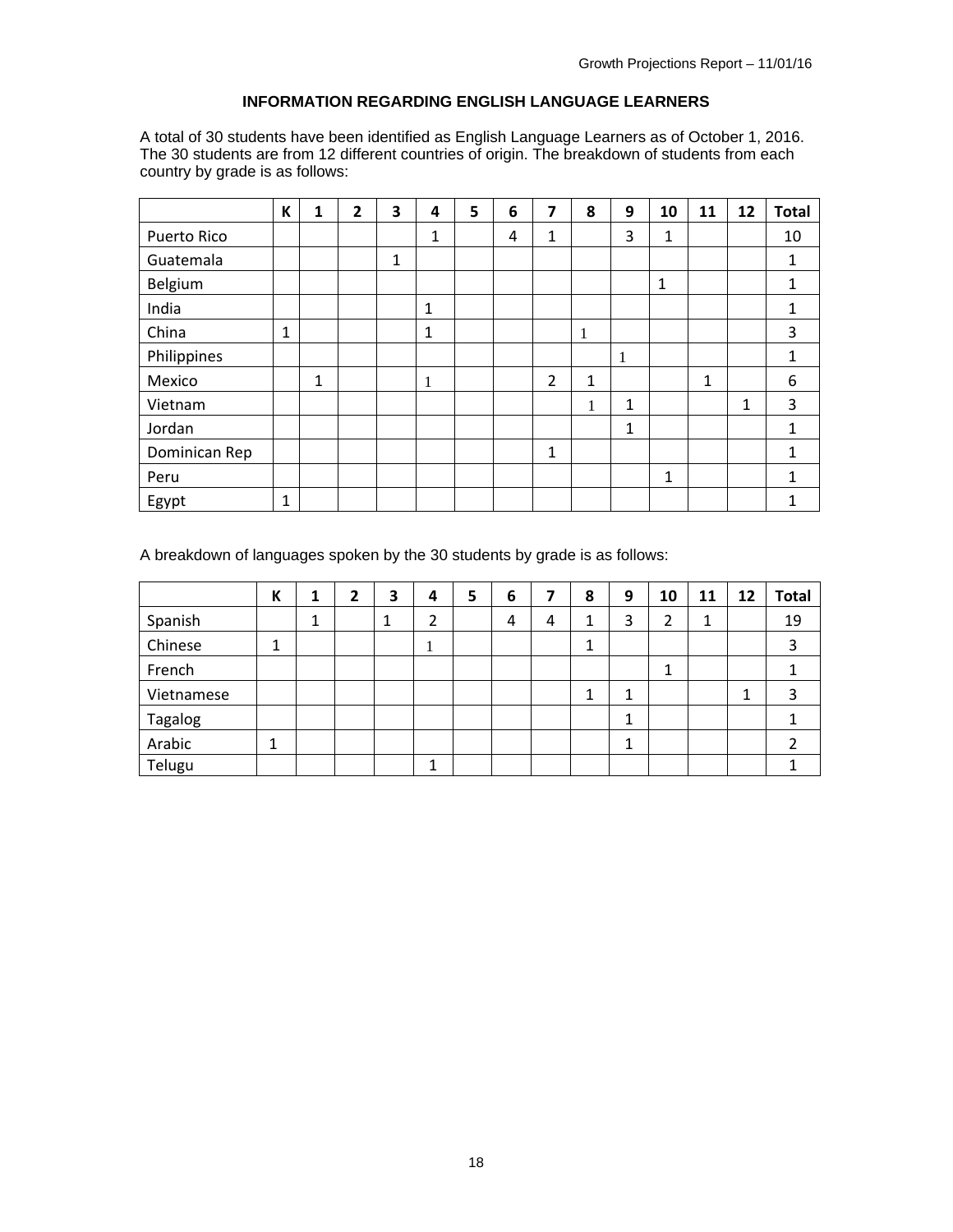## INFORMATION REGARDING ENGLISH LANGUAGE LEARNERS

A total of 30 students have been identified as English Language Learners as of October 1, 2016. The 30 students are from 12 different countries of origin. The breakdown of students from each country by grade is as follows:

| | K | 1 | 2 | 3 | 4 | 5 | 6 | 7 | 8 | 9 | 10 | 11 | 12 | Total |
|---|---|---|---|---|---|---|---|---|---|---|---|---|---|---|
| Puerto Rico | | | | | 1 | | 4 | 1 | | 3 | 1 | | | 10 |
| Guatemala | | | | 1 | | | | | | | | | | 1 |
| Belgium | | | | | | | | | | | 1 | | | 1 |
| India | | | | | 1 | | | | | | | | | 1 |
| China | 1 | | | | 1 | | | | 1 | | | | | 3 |
| Philippines | | | | | | | | | | 1 | | | | 1 |
| Mexico | | 1 | | | 1 | | | 2 | 1 | | | 1 | | 6 |
| Vietnam | | | | | | | | | 1 | 1 | | | 1 | 3 |
| Jordan | | | | | | | | | | 1 | | | | 1 |
| Dominican Rep | | | | | | | | 1 | | | | | | 1 |
| Peru | | | | | | | | | | | 1 | | | 1 |
| Egypt | 1 | | | | | | | | | | | | | 1 |

A breakdown of languages spoken by the 30 students by grade is as follows:

| | K | 1 | 2 | 3 | 4 | 5 | 6 | 7 | 8 | 9 | 10 | 11 | 12 | Total |
|---|---|---|---|---|---|---|---|---|---|---|---|---|---|---|
| Spanish | | 1 | | 1 | 2 | | 4 | 4 | 1 | 3 | 2 | 1 | | 19 |
| Chinese | 1 | | | | 1 | | | | 1 | | | | | 3 |
| French | | | | | | | | | | | 1 | | | 1 |
| Vietnamese | | | | | | | | | 1 | 1 | | | 1 | 3 |
| Tagalog | | | | | | | | | | 1 | | | | 1 |
| Arabic | 1 | | | | | | | | | 1 | | | | 2 |
| Telugu | | | | | 1 | | | | | | | | | 1 |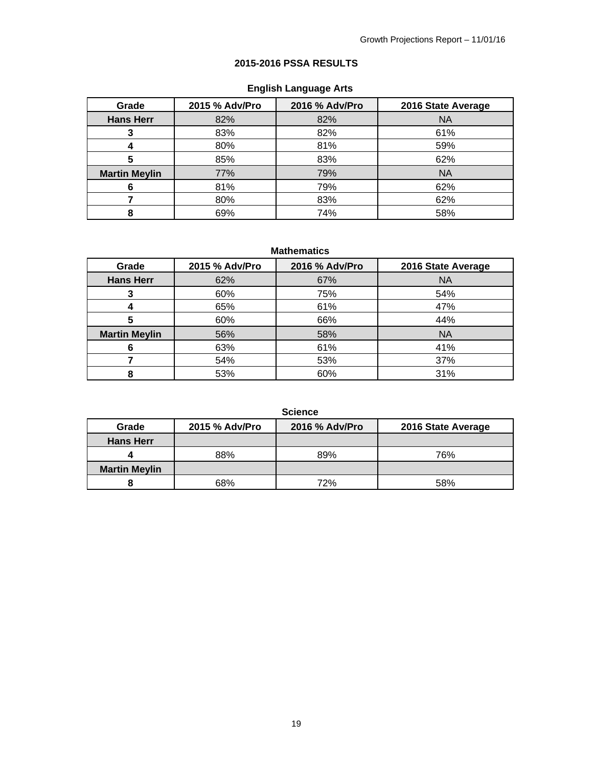## 2015-2016 PSSA RESULTS

### English Language Arts

| Grade | 2015 % Adv/Pro | 2016 % Adv/Pro | 2016 State Average |
|---|---|---|---|
| **Hans Herr** | 82% | 82% | NA |
| **3** | 83% | 82% | 61% |
| **4** | 80% | 81% | 59% |
| **5** | 85% | 83% | 62% |
| **Martin Meylin** | 77% | 79% | NA |
| **6** | 81% | 79% | 62% |
| **7** | 80% | 83% | 62% |
| **8** | 69% | 74% | 58% |

### Mathematics

| Grade | 2015 % Adv/Pro | 2016 % Adv/Pro | 2016 State Average |
|---|---|---|---|
| **Hans Herr** | 62% | 67% | NA |
| **3** | 60% | 75% | 54% |
| **4** | 65% | 61% | 47% |
| **5** | 60% | 66% | 44% |
| **Martin Meylin** | 56% | 58% | NA |
| **6** | 63% | 61% | 41% |
| **7** | 54% | 53% | 37% |
| **8** | 53% | 60% | 31% |

### Science

| Grade | 2015 % Adv/Pro | 2016 % Adv/Pro | 2016 State Average |
|---|---|---|---|
| **Hans Herr** | | | |
| **4** | 88% | 89% | 76% |
| **Martin Meylin** | | | |
| **8** | 68% | 72% | 58% |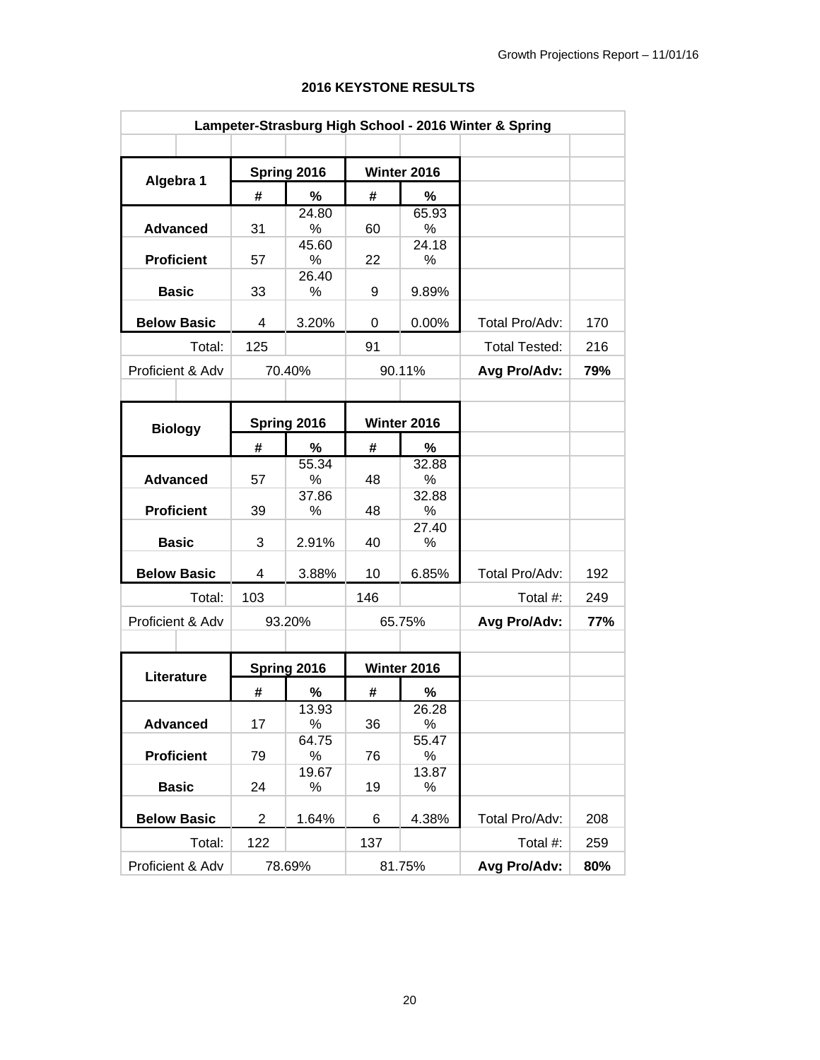## 2016 KEYSTONE RESULTS

| Lampeter-Strasburg High School - 2016 Winter & Spring | | | | | | |
|---|---|---|---|---|---|---|
| | | | | | | |
| **Algebra 1** | **Spring 2016** | | **Winter 2016** | | | |
| | **#** | **%** | **#** | **%** | | |
| **Advanced** | 31 | 24.80% | 60 | 65.93% | | |
| **Proficient** | 57 | 45.60% | 22 | 24.18% | | |
| **Basic** | 33 | 26.40% | 9 | 9.89% | | |
| **Below Basic** | 4 | 3.20% | 0 | 0.00% | Total Pro/Adv: | 170 |
| Total: | 125 | | 91 | | Total Tested: | 216 |
| Proficient & Adv | 70.40% | | 90.11% | | **Avg Pro/Adv:** | **79%** |
| | | | | | | |
| **Biology** | **Spring 2016** | | **Winter 2016** | | | |
| | **#** | **%** | **#** | **%** | | |
| **Advanced** | 57 | 55.34% | 48 | 32.88% | | |
| **Proficient** | 39 | 37.86% | 48 | 32.88% | | |
| **Basic** | 3 | 2.91% | 40 | 27.40% | | |
| **Below Basic** | 4 | 3.88% | 10 | 6.85% | Total Pro/Adv: | 192 |
| Total: | 103 | | 146 | | Total #: | 249 |
| Proficient & Adv | 93.20% | | 65.75% | | **Avg Pro/Adv:** | **77%** |
| | | | | | | |
| **Literature** | **Spring 2016** | | **Winter 2016** | | | |
| | **#** | **%** | **#** | **%** | | |
| **Advanced** | 17 | 13.93% | 36 | 26.28% | | |
| **Proficient** | 79 | 64.75% | 76 | 55.47% | | |
| **Basic** | 24 | 19.67% | 19 | 13.87% | | |
| **Below Basic** | 2 | 1.64% | 6 | 4.38% | Total Pro/Adv: | 208 |
| Total: | 122 | | 137 | | Total #: | 259 |
| Proficient & Adv | 78.69% | | 81.75% | | **Avg Pro/Adv:** | **80%** |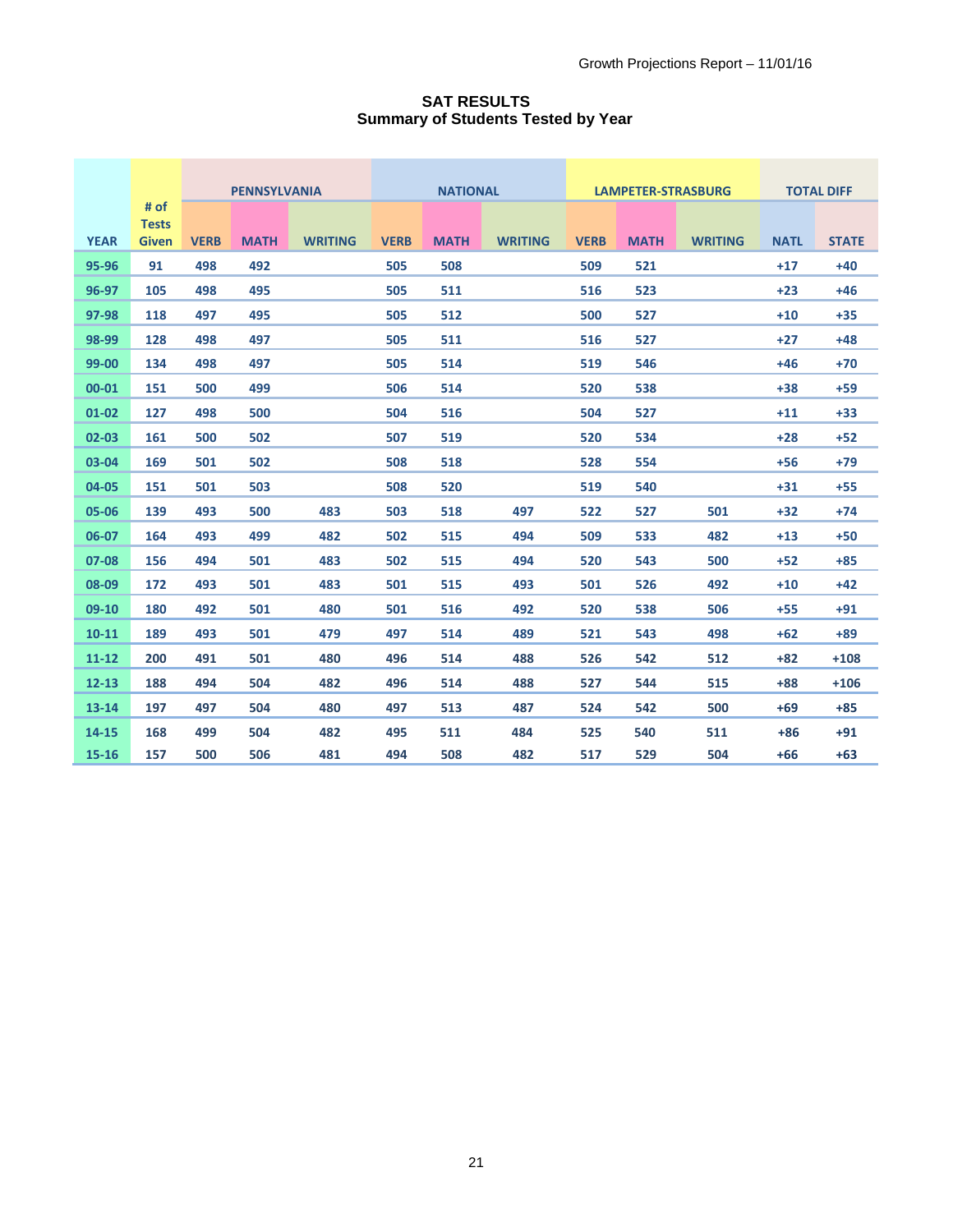**SAT RESULTS**
**Summary of Students Tested by Year**

| YEAR | # of Tests Given | PENNSYLVANIA | | | NATIONAL | | | LAMPETER-STRASBURG | | | TOTAL DIFF | |
|---|---|---|---|---|---|---|---|---|---|---|---|---|
| | | VERB | MATH | WRITING | VERB | MATH | WRITING | VERB | MATH | WRITING | NATL | STATE |
| 95-96 | 91 | 498 | 492 | | 505 | 508 | | 509 | 521 | | +17 | +40 |
| 96-97 | 105 | 498 | 495 | | 505 | 511 | | 516 | 523 | | +23 | +46 |
| 97-98 | 118 | 497 | 495 | | 505 | 512 | | 500 | 527 | | +10 | +35 |
| 98-99 | 128 | 498 | 497 | | 505 | 511 | | 516 | 527 | | +27 | +48 |
| 99-00 | 134 | 498 | 497 | | 505 | 514 | | 519 | 546 | | +46 | +70 |
| 00-01 | 151 | 500 | 499 | | 506 | 514 | | 520 | 538 | | +38 | +59 |
| 01-02 | 127 | 498 | 500 | | 504 | 516 | | 504 | 527 | | +11 | +33 |
| 02-03 | 161 | 500 | 502 | | 507 | 519 | | 520 | 534 | | +28 | +52 |
| 03-04 | 169 | 501 | 502 | | 508 | 518 | | 528 | 554 | | +56 | +79 |
| 04-05 | 151 | 501 | 503 | | 508 | 520 | | 519 | 540 | | +31 | +55 |
| 05-06 | 139 | 493 | 500 | 483 | 503 | 518 | 497 | 522 | 527 | 501 | +32 | +74 |
| 06-07 | 164 | 493 | 499 | 482 | 502 | 515 | 494 | 509 | 533 | 482 | +13 | +50 |
| 07-08 | 156 | 494 | 501 | 483 | 502 | 515 | 494 | 520 | 543 | 500 | +52 | +85 |
| 08-09 | 172 | 493 | 501 | 483 | 501 | 515 | 493 | 501 | 526 | 492 | +10 | +42 |
| 09-10 | 180 | 492 | 501 | 480 | 501 | 516 | 492 | 520 | 538 | 506 | +55 | +91 |
| 10-11 | 189 | 493 | 501 | 479 | 497 | 514 | 489 | 521 | 543 | 498 | +62 | +89 |
| 11-12 | 200 | 491 | 501 | 480 | 496 | 514 | 488 | 526 | 542 | 512 | +82 | +108 |
| 12-13 | 188 | 494 | 504 | 482 | 496 | 514 | 488 | 527 | 544 | 515 | +88 | +106 |
| 13-14 | 197 | 497 | 504 | 480 | 497 | 513 | 487 | 524 | 542 | 500 | +69 | +85 |
| 14-15 | 168 | 499 | 504 | 482 | 495 | 511 | 484 | 525 | 540 | 511 | +86 | +91 |
| 15-16 | 157 | 500 | 506 | 481 | 494 | 508 | 482 | 517 | 529 | 504 | +66 | +63 |